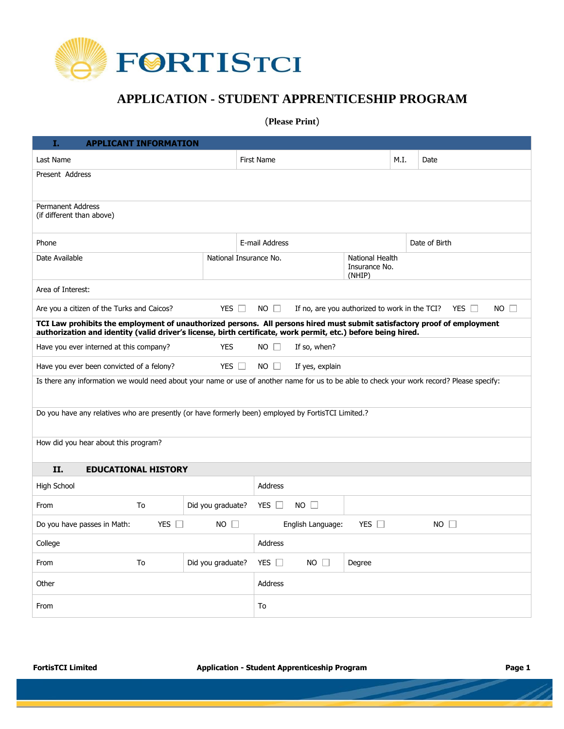FORTISTCI

# APPLICATION - STUDENT APPRENTICESHIP PROGRAM

(**Please Print**)

## I. APPLICANT INFORMATION

| Last Name | First Name | M.I. | Date |
|---|---|---|---|

Present Address

Permanent Address
(if different than above)

| Phone | E-mail Address | Date of Birth |
|---|---|---|

| Date Available | National Insurance No. | National Health Insurance No. (NHIP) |
|---|---|---|

Area of Interest:

Are you a citizen of the Turks and Caicos? YES ☐ NO ☐ If no, are you authorized to work in the TCI? YES ☐ NO ☐

**TCI Law prohibits the employment of unauthorized persons. All persons hired must submit satisfactory proof of employment authorization and identity (valid driver's license, birth certificate, work permit, etc.) before being hired.**

Have you ever interned at this company? YES NO ☐ If so, when?

Have you ever been convicted of a felony? YES ☐ NO ☐ If yes, explain

Is there any information we would need about your name or use of another name for us to be able to check your work record? Please specify:

Do you have any relatives who are presently (or have formerly been) employed by FortisTCI Limited.?

How did you hear about this program?

## II. EDUCATIONAL HISTORY

| High School | | | Address | |
|---|---|---|---|---|
| From | To | Did you graduate? | YES ☐ NO ☐ | |

Do you have passes in Math: YES ☐ NO ☐ English Language: YES ☐ NO ☐

| College | | | Address | |
|---|---|---|---|---|
| From | To | Did you graduate? | YES ☐ NO ☐ | Degree |

| Other | Address |
|---|---|
| From | To |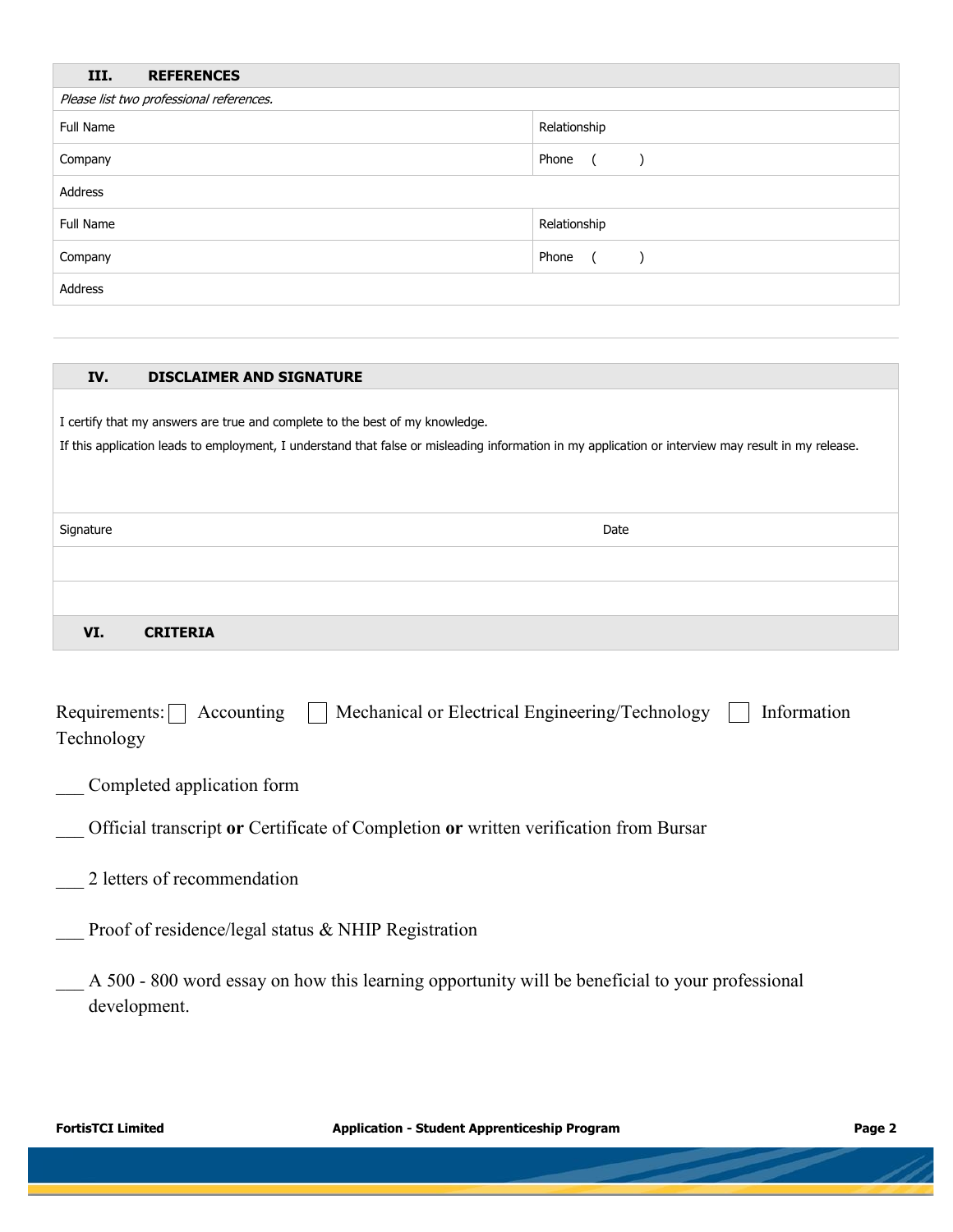## III. REFERENCES

*Please list two professional references.*

| | |
|---|---|
| Full Name | Relationship |
| Company | Phone ( ) |
| Address | |
| Full Name | Relationship |
| Company | Phone ( ) |
| Address | |

## IV. DISCLAIMER AND SIGNATURE

I certify that my answers are true and complete to the best of my knowledge.

If this application leads to employment, I understand that false or misleading information in my application or interview may result in my release.

| | |
|---|---|
| Signature | Date |

## VI. CRITERIA

Requirements: ☐ Accounting ☐ Mechanical or Electrical Engineering/Technology ☐ Information Technology

___ Completed application form

___ Official transcript **or** Certificate of Completion **or** written verification from Bursar

___ 2 letters of recommendation

___ Proof of residence/legal status & NHIP Registration

___ A 500 - 800 word essay on how this learning opportunity will be beneficial to your professional development.